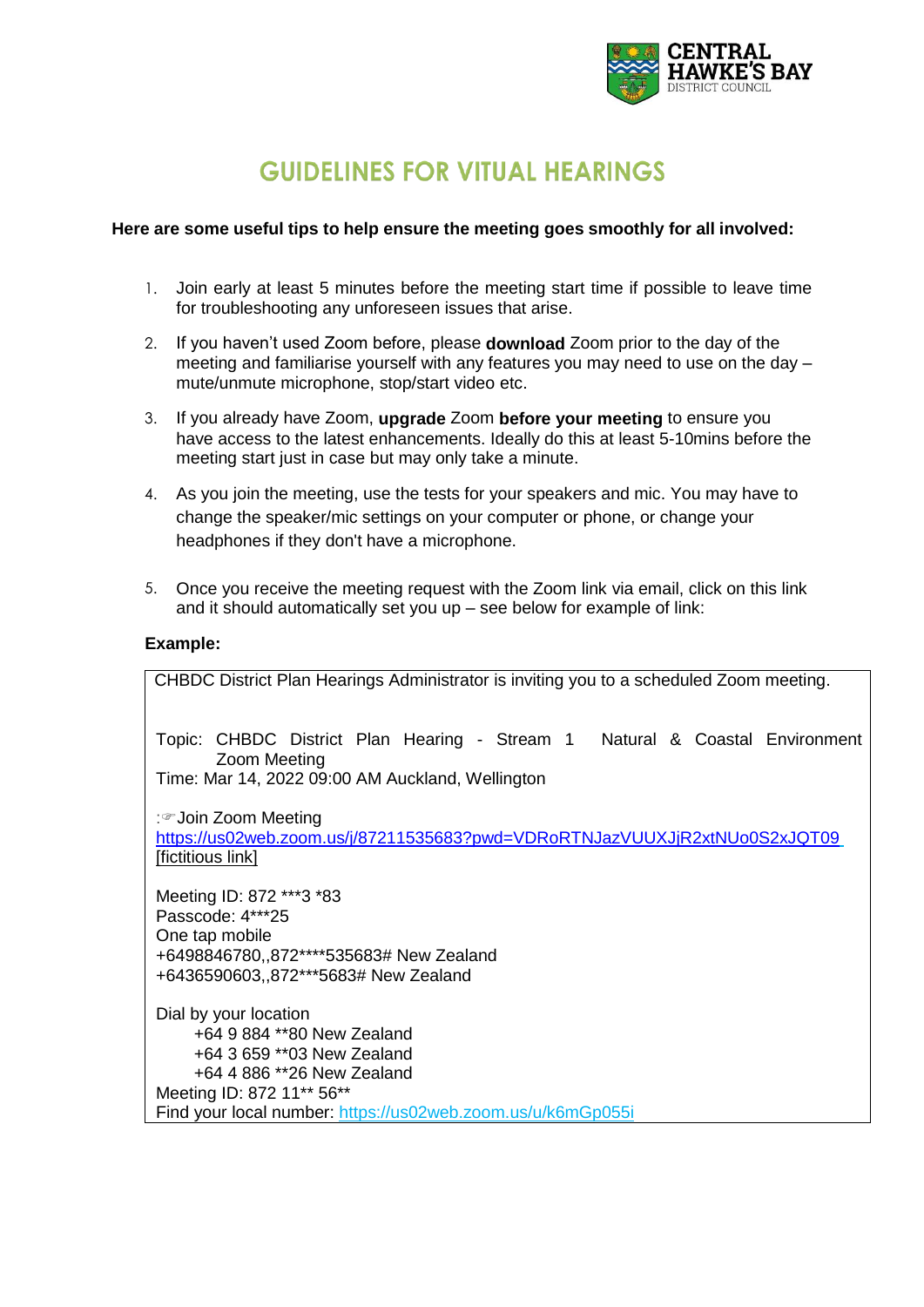# GUIDELINES FOR VITUAL HEARINGS

**Here are some useful tips to help ensure the meeting goes smoothly for all involved:**

1. Join early at least 5 minutes before the meeting start time if possible to leave time for troubleshooting any unforeseen issues that arise.
2. If you haven't used Zoom before, please **download** Zoom prior to the day of the meeting and familiarise yourself with any features you may need to use on the day – mute/unmute microphone, stop/start video etc.
3. If you already have Zoom, **upgrade** Zoom **before your meeting** to ensure you have access to the latest enhancements. Ideally do this at least 5-10mins before the meeting start just in case but may only take a minute.
4. As you join the meeting, use the tests for your speakers and mic. You may have to change the speaker/mic settings on your computer or phone, or change your headphones if they don't have a microphone.
5. Once you receive the meeting request with the Zoom link via email, click on this link and it should automatically set you up – see below for example of link:

**Example:**

CHBDC District Plan Hearings Administrator is inviting you to a scheduled Zoom meeting.

Topic: CHBDC District Plan Hearing - Stream 1 Natural & Coastal Environment Zoom Meeting
Time: Mar 14, 2022 09:00 AM Auckland, Wellington

:☞Join Zoom Meeting
https://us02web.zoom.us/j/87211535683?pwd=VDRoRTNJazVUUXJjR2xtNUo0S2xJQT09 [fictitious link]

Meeting ID: 872 ***3 *83
Passcode: 4***25
One tap mobile
+6498846780,,872****535683# New Zealand
+6436590603,,872***5683# New Zealand

Dial by your location
+64 9 884 **80 New Zealand
+64 3 659 **03 New Zealand
+64 4 886 **26 New Zealand
Meeting ID: 872 11** 56**
Find your local number: https://us02web.zoom.us/u/k6mGp055i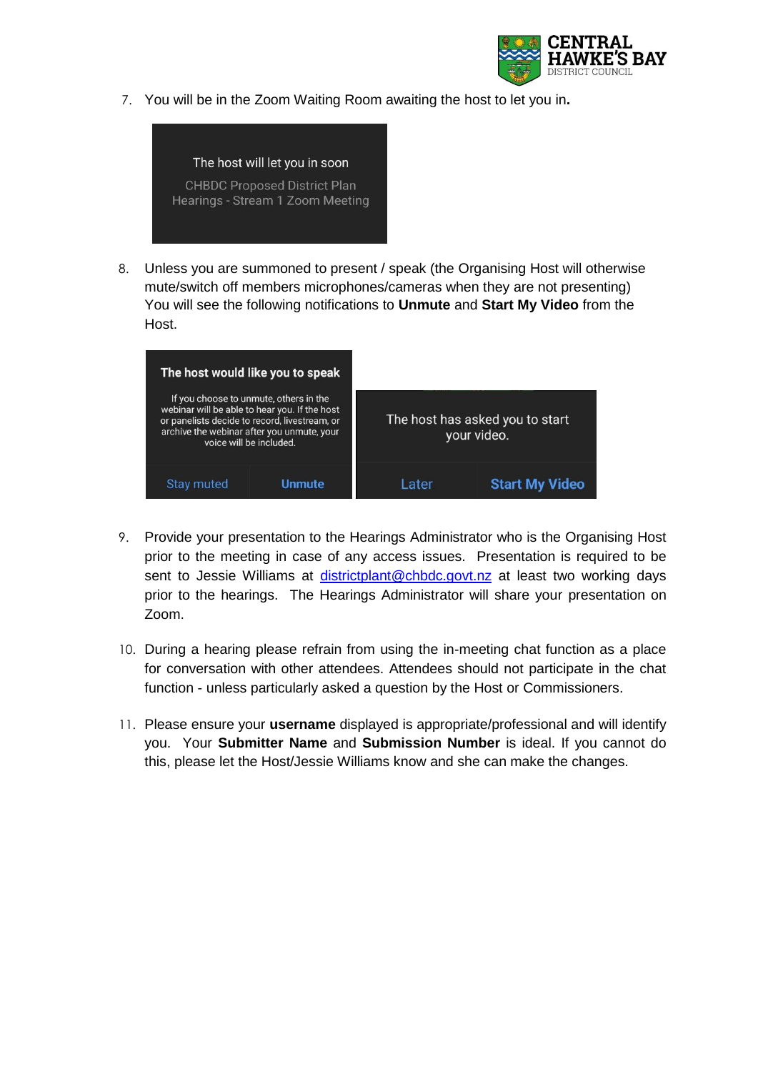7. You will be in the Zoom Waiting Room awaiting the host to let you in**.**

The host will let you in soon

CHBDC Proposed District Plan Hearings - Stream 1 Zoom Meeting

8. Unless you are summoned to present / speak (the Organising Host will otherwise mute/switch off members microphones/cameras when they are not presenting) You will see the following notifications to **Unmute** and **Start My Video** from the Host.

**The host would like you to speak**

If you choose to unmute, others in the webinar will be able to hear you. If the host or panelists decide to record, livestream, or archive the webinar after you unmute, your voice will be included.

Stay muted | **Unmute**

The host has asked you to start your video.

Later | **Start My Video**

9. Provide your presentation to the Hearings Administrator who is the Organising Host prior to the meeting in case of any access issues. Presentation is required to be sent to Jessie Williams at districtplant@chbdc.govt.nz at least two working days prior to the hearings. The Hearings Administrator will share your presentation on Zoom.

10. During a hearing please refrain from using the in-meeting chat function as a place for conversation with other attendees. Attendees should not participate in the chat function - unless particularly asked a question by the Host or Commissioners.

11. Please ensure your **username** displayed is appropriate/professional and will identify you. Your **Submitter Name** and **Submission Number** is ideal. If you cannot do this, please let the Host/Jessie Williams know and she can make the changes.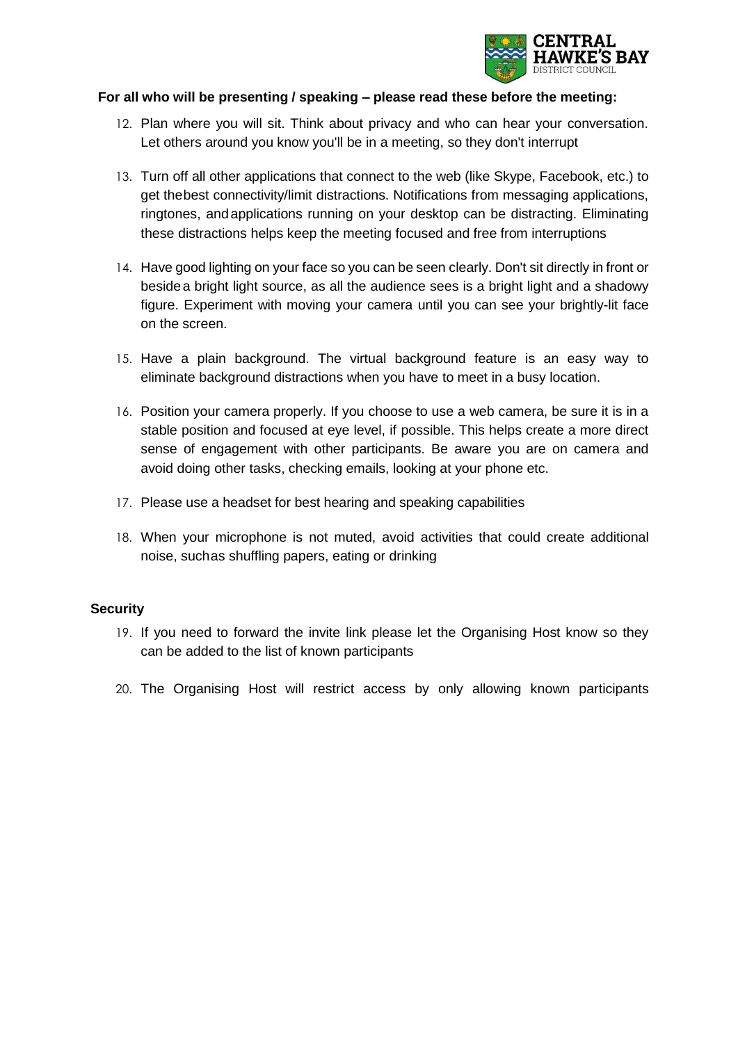**For all who will be presenting / speaking – please read these before the meeting:**

12. Plan where you will sit. Think about privacy and who can hear your conversation. Let others around you know you'll be in a meeting, so they don't interrupt
13. Turn off all other applications that connect to the web (like Skype, Facebook, etc.) to get thebest connectivity/limit distractions. Notifications from messaging applications, ringtones, andapplications running on your desktop can be distracting. Eliminating these distractions helps keep the meeting focused and free from interruptions
14. Have good lighting on your face so you can be seen clearly. Don't sit directly in front or besidea bright light source, as all the audience sees is a bright light and a shadowy figure. Experiment with moving your camera until you can see your brightly-lit face on the screen.
15. Have a plain background. The virtual background feature is an easy way to eliminate background distractions when you have to meet in a busy location.
16. Position your camera properly. If you choose to use a web camera, be sure it is in a stable position and focused at eye level, if possible. This helps create a more direct sense of engagement with other participants. Be aware you are on camera and avoid doing other tasks, checking emails, looking at your phone etc.
17. Please use a headset for best hearing and speaking capabilities
18. When your microphone is not muted, avoid activities that could create additional noise, suchas shuffling papers, eating or drinking

**Security**

19. If you need to forward the invite link please let the Organising Host know so they can be added to the list of known participants
20. The Organising Host will restrict access by only allowing known participants